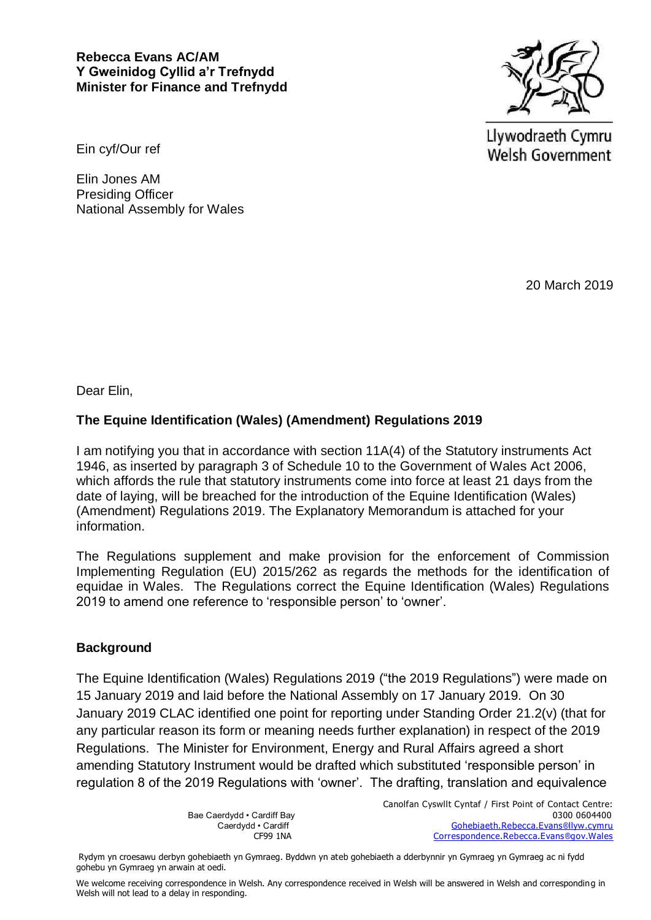**Rebecca Evans AC/AM**
**Y Gweinidog Cyllid a'r Trefnydd**
**Minister for Finance and Trefnydd**

Llywodraeth Cymru
Welsh Government

Ein cyf/Our ref

Elin Jones AM
Presiding Officer
National Assembly for Wales

20 March 2019

Dear Elin,

**The Equine Identification (Wales) (Amendment) Regulations 2019**

I am notifying you that in accordance with section 11A(4) of the Statutory instruments Act 1946, as inserted by paragraph 3 of Schedule 10 to the Government of Wales Act 2006, which affords the rule that statutory instruments come into force at least 21 days from the date of laying, will be breached for the introduction of the Equine Identification (Wales) (Amendment) Regulations 2019. The Explanatory Memorandum is attached for your information.

The Regulations supplement and make provision for the enforcement of Commission Implementing Regulation (EU) 2015/262 as regards the methods for the identification of equidae in Wales. The Regulations correct the Equine Identification (Wales) Regulations 2019 to amend one reference to 'responsible person' to 'owner'.

**Background**

The Equine Identification (Wales) Regulations 2019 ("the 2019 Regulations") were made on 15 January 2019 and laid before the National Assembly on 17 January 2019. On 30 January 2019 CLAC identified one point for reporting under Standing Order 21.2(v) (that for any particular reason its form or meaning needs further explanation) in respect of the 2019 Regulations. The Minister for Environment, Energy and Rural Affairs agreed a short amending Statutory Instrument would be drafted which substituted 'responsible person' in regulation 8 of the 2019 Regulations with 'owner'. The drafting, translation and equivalence

Bae Caerdydd • Cardiff Bay
Caerdydd • Cardiff
CF99 1NA

Canolfan Cyswllt Cyntaf / First Point of Contact Centre:
0300 0604400
Gohebiaeth.Rebecca.Evans@llyw.cymru
Correspondence.Rebecca.Evans@gov.Wales

Rydym yn croesawu derbyn gohebiaeth yn Gymraeg. Byddwn yn ateb gohebiaeth a dderbynnir yn Gymraeg yn Gymraeg ac ni fydd gohebu yn Gymraeg yn arwain at oedi.

We welcome receiving correspondence in Welsh. Any correspondence received in Welsh will be answered in Welsh and corresponding in Welsh will not lead to a delay in responding.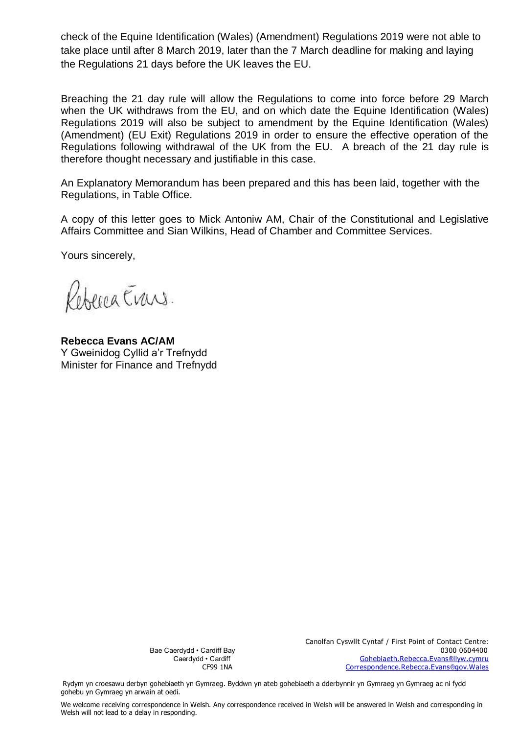check of the Equine Identification (Wales) (Amendment) Regulations 2019 were not able to take place until after 8 March 2019, later than the 7 March deadline for making and laying the Regulations 21 days before the UK leaves the EU.

Breaching the 21 day rule will allow the Regulations to come into force before 29 March when the UK withdraws from the EU, and on which date the Equine Identification (Wales) Regulations 2019 will also be subject to amendment by the Equine Identification (Wales) (Amendment) (EU Exit) Regulations 2019 in order to ensure the effective operation of the Regulations following withdrawal of the UK from the EU. A breach of the 21 day rule is therefore thought necessary and justifiable in this case.

An Explanatory Memorandum has been prepared and this has been laid, together with the Regulations, in Table Office.

A copy of this letter goes to Mick Antoniw AM, Chair of the Constitutional and Legislative Affairs Committee and Sian Wilkins, Head of Chamber and Committee Services.

Yours sincerely,

Rebecca Evans.

**Rebecca Evans AC/AM**
Y Gweinidog Cyllid a'r Trefnydd
Minister for Finance and Trefnydd

Bae Caerdydd • Cardiff Bay
Caerdydd • Cardiff
CF99 1NA

Canolfan Cyswllt Cyntaf / First Point of Contact Centre:
0300 0604400
Gohebiaeth.Rebecca.Evans@llyw.cymru
Correspondence.Rebecca.Evans@gov.Wales

Rydym yn croesawu derbyn gohebiaeth yn Gymraeg. Byddwn yn ateb gohebiaeth a dderbynnir yn Gymraeg yn Gymraeg ac ni fydd gohebu yn Gymraeg yn arwain at oedi.

We welcome receiving correspondence in Welsh. Any correspondence received in Welsh will be answered in Welsh and corresponding in Welsh will not lead to a delay in responding.